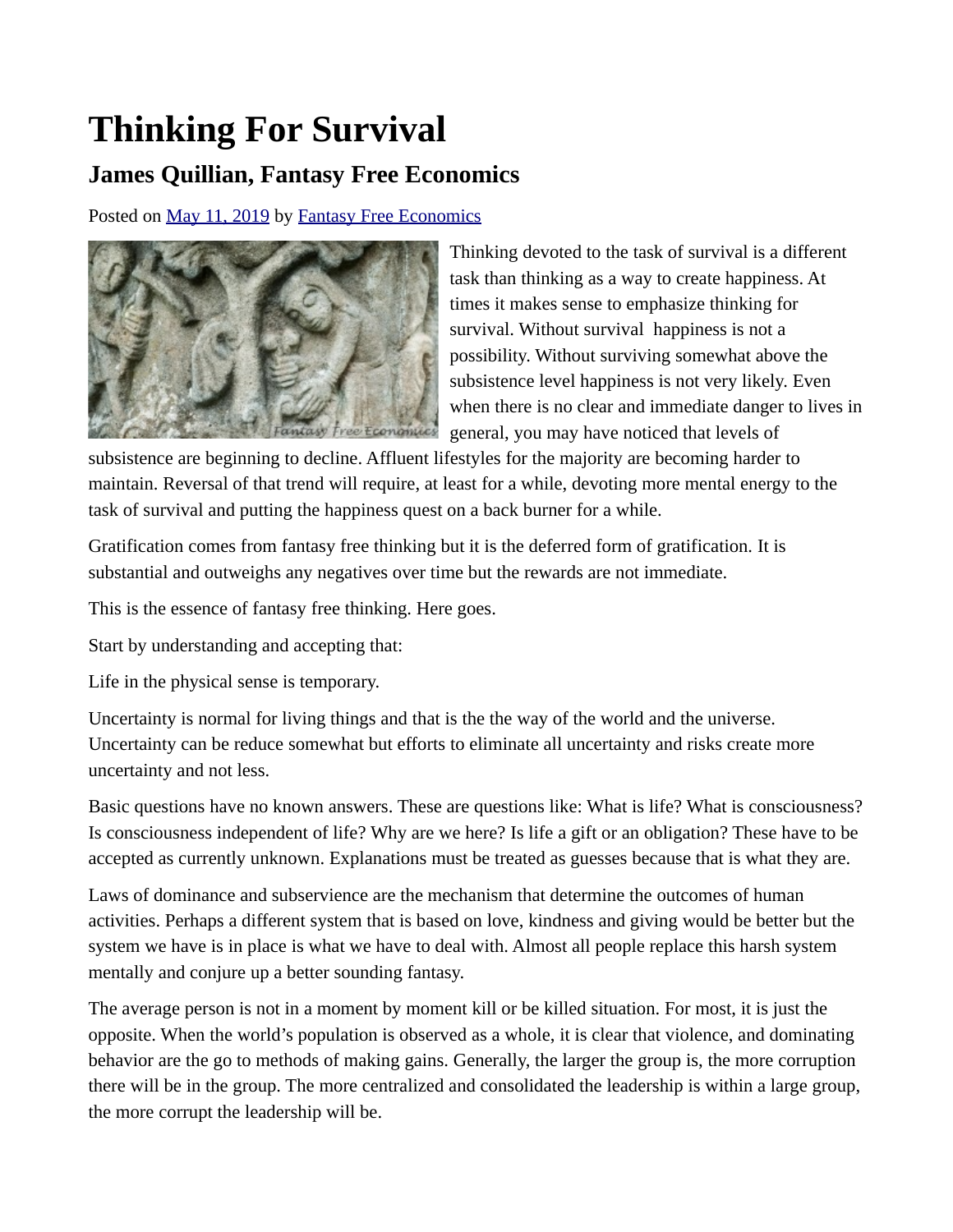# Thinking For Survival

## James Quillian, Fantasy Free Economics

Posted on May 11, 2019 by Fantasy Free Economics

Thinking devoted to the task of survival is a different task than thinking as a way to create happiness. At times it makes sense to emphasize thinking for survival. Without survival happiness is not a possibility. Without surviving somewhat above the subsistence level happiness is not very likely. Even when there is no clear and immediate danger to lives in general, you may have noticed that levels of subsistence are beginning to decline. Affluent lifestyles for the majority are becoming harder to maintain. Reversal of that trend will require, at least for a while, devoting more mental energy to the task of survival and putting the happiness quest on a back burner for a while.

Gratification comes from fantasy free thinking but it is the deferred form of gratification. It is substantial and outweighs any negatives over time but the rewards are not immediate.

This is the essence of fantasy free thinking. Here goes.

Start by understanding and accepting that:

Life in the physical sense is temporary.

Uncertainty is normal for living things and that is the the way of the world and the universe. Uncertainty can be reduce somewhat but efforts to eliminate all uncertainty and risks create more uncertainty and not less.

Basic questions have no known answers. These are questions like: What is life? What is consciousness? Is consciousness independent of life? Why are we here? Is life a gift or an obligation? These have to be accepted as currently unknown. Explanations must be treated as guesses because that is what they are.

Laws of dominance and subservience are the mechanism that determine the outcomes of human activities. Perhaps a different system that is based on love, kindness and giving would be better but the system we have is in place is what we have to deal with. Almost all people replace this harsh system mentally and conjure up a better sounding fantasy.

The average person is not in a moment by moment kill or be killed situation. For most, it is just the opposite. When the world's population is observed as a whole, it is clear that violence, and dominating behavior are the go to methods of making gains. Generally, the larger the group is, the more corruption there will be in the group. The more centralized and consolidated the leadership is within a large group, the more corrupt the leadership will be.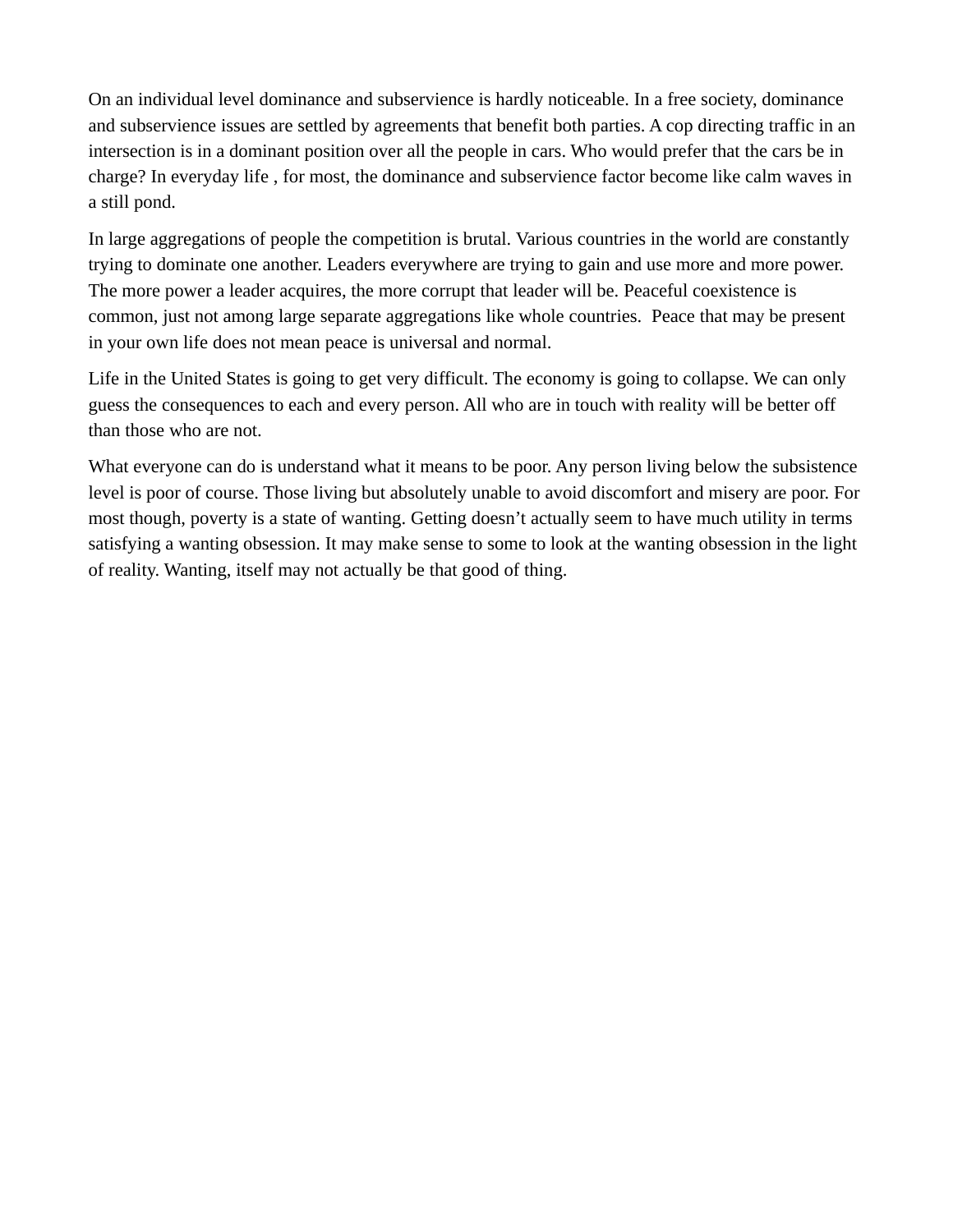On an individual level dominance and subservience is hardly noticeable. In a free society, dominance and subservience issues are settled by agreements that benefit both parties. A cop directing traffic in an intersection is in a dominant position over all the people in cars. Who would prefer that the cars be in charge? In everyday life , for most, the dominance and subservience factor become like calm waves in a still pond.

In large aggregations of people the competition is brutal. Various countries in the world are constantly trying to dominate one another. Leaders everywhere are trying to gain and use more and more power. The more power a leader acquires, the more corrupt that leader will be. Peaceful coexistence is common, just not among large separate aggregations like whole countries.  Peace that may be present in your own life does not mean peace is universal and normal.

Life in the United States is going to get very difficult. The economy is going to collapse. We can only guess the consequences to each and every person. All who are in touch with reality will be better off than those who are not.

What everyone can do is understand what it means to be poor. Any person living below the subsistence level is poor of course. Those living but absolutely unable to avoid discomfort and misery are poor. For most though, poverty is a state of wanting. Getting doesn't actually seem to have much utility in terms satisfying a wanting obsession. It may make sense to some to look at the wanting obsession in the light of reality. Wanting, itself may not actually be that good of thing.